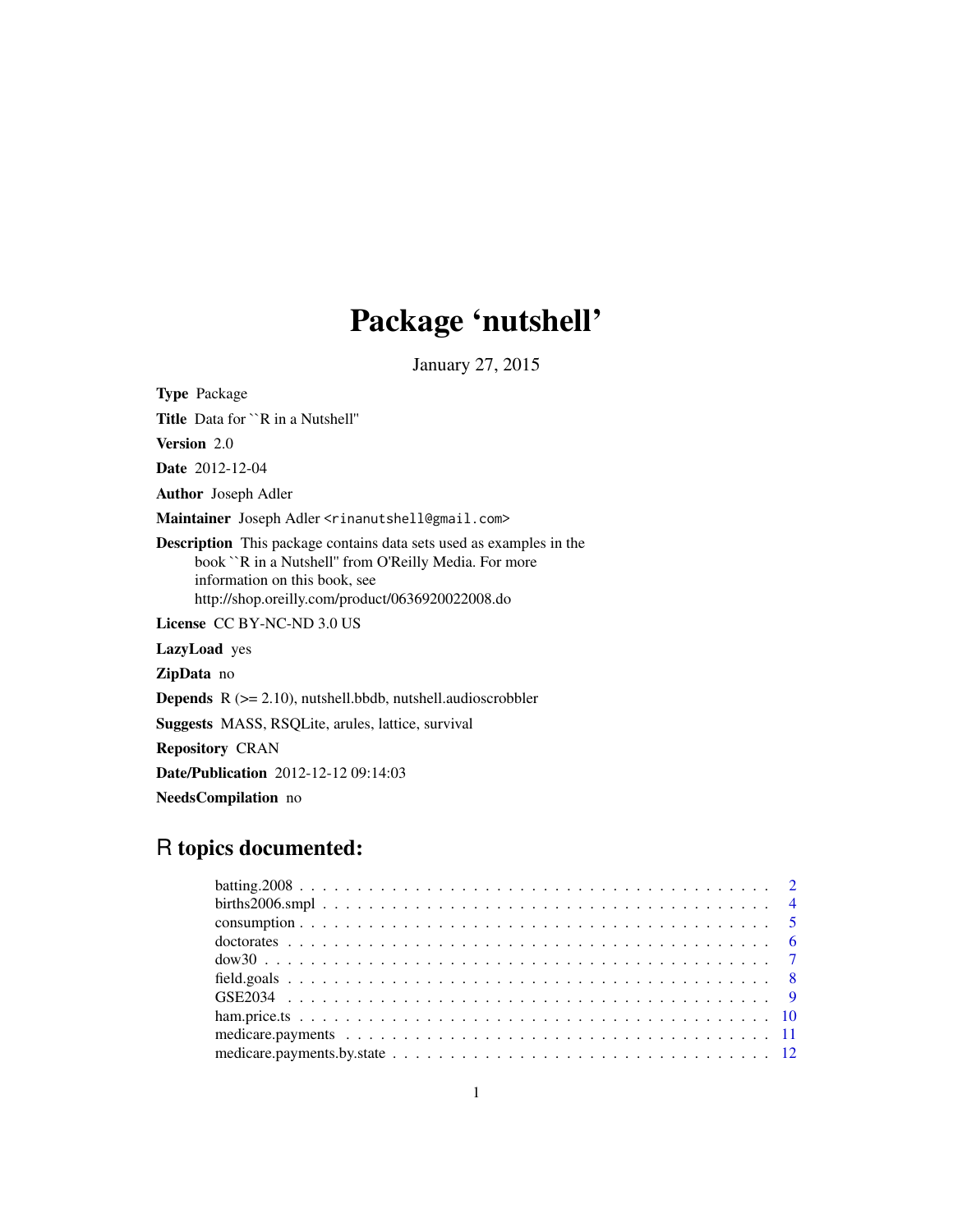# Package 'nutshell'

January 27, 2015

**Type** Package

**Title** Data for ``R in a Nutshell''

**Version** 2.0

**Date** 2012-12-04

**Author** Joseph Adler

**Maintainer** Joseph Adler <rinanutshell@gmail.com>

**Description** This package contains data sets used as examples in the book ``R in a Nutshell'' from O'Reilly Media. For more information on this book, see http://shop.oreilly.com/product/0636920022008.do

**License** CC BY-NC-ND 3.0 US

**LazyLoad** yes

**ZipData** no

**Depends** R (>= 2.10), nutshell.bbdb, nutshell.audioscrobbler

**Suggests** MASS, RSQLite, arules, lattice, survival

**Repository** CRAN

**Date/Publication** 2012-12-12 09:14:03

**NeedsCompilation** no

## R topics documented:

- batching.2008 . . . . . . . . . . 2
- births2006.smpl . . . . . . . . . . 4
- consumption . . . . . . . . . . 5
- doctorates . . . . . . . . . . 6
- dow30 . . . . . . . . . . 7
- field.goals . . . . . . . . . . 8
- GSE2034 . . . . . . . . . . 9
- ham.price.ts . . . . . . . . . . 10
- medicare.payments . . . . . . . . . . 11
- medicare.payments.by.state . . . . . . . . . . 12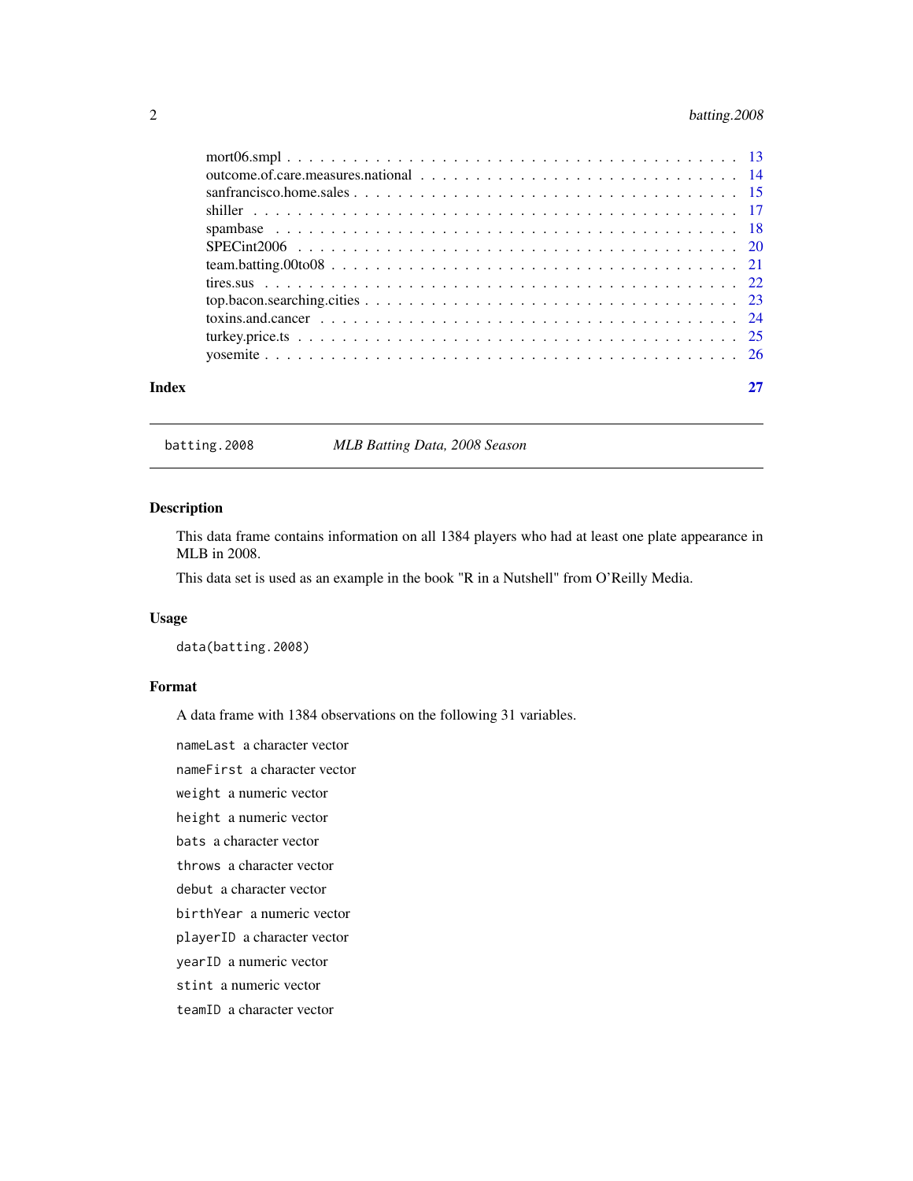mort06.smpl . . . . . . . . . . . . . . . . . . . . . . . . . . . . . . . . . . . . . . 13
outcome.of.care.measures.national . . . . . . . . . . . . . . . . . . . . . . . . . . . 14
sanfrancisco.home.sales . . . . . . . . . . . . . . . . . . . . . . . . . . . . . . . . . 15
shiller . . . . . . . . . . . . . . . . . . . . . . . . . . . . . . . . . . . . . . . . . 17
spambase . . . . . . . . . . . . . . . . . . . . . . . . . . . . . . . . . . . . . . . . 18
SPECint2006 . . . . . . . . . . . . . . . . . . . . . . . . . . . . . . . . . . . . . . 20
team.batting.00to08 . . . . . . . . . . . . . . . . . . . . . . . . . . . . . . . . . . 21
tires.sus . . . . . . . . . . . . . . . . . . . . . . . . . . . . . . . . . . . . . . . . 22
top.bacon.searching.cities . . . . . . . . . . . . . . . . . . . . . . . . . . . . . . . 23
toxins.and.cancer . . . . . . . . . . . . . . . . . . . . . . . . . . . . . . . . . . . . 24
turkey.price.ts . . . . . . . . . . . . . . . . . . . . . . . . . . . . . . . . . . . . . 25
yosemite . . . . . . . . . . . . . . . . . . . . . . . . . . . . . . . . . . . . . . . . 26

**Index** **27**

---

## batting.2008 — *MLB Batting Data, 2008 Season*

### Description

This data frame contains information on all 1384 players who had at least one plate appearance in MLB in 2008.

This data set is used as an example in the book "R in a Nutshell" from O'Reilly Media.

### Usage

```
data(batting.2008)
```

### Format

A data frame with 1384 observations on the following 31 variables.

`nameLast` a character vector

`nameFirst` a character vector

`weight` a numeric vector

`height` a numeric vector

`bats` a character vector

`throws` a character vector

`debut` a character vector

`birthYear` a numeric vector

`playerID` a character vector

`yearID` a numeric vector

`stint` a numeric vector

`teamID` a character vector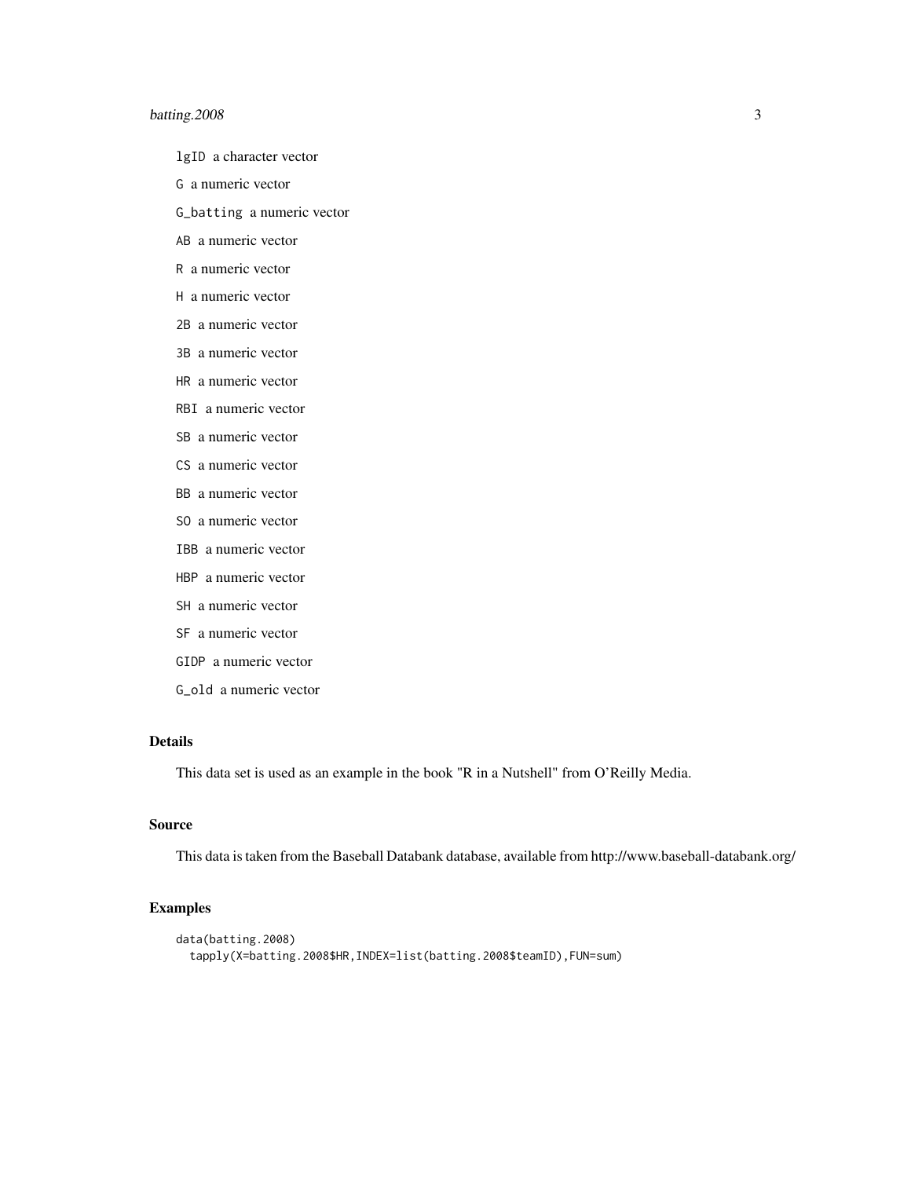lgID a character vector

G a numeric vector

G_batting a numeric vector

AB a numeric vector

R a numeric vector

H a numeric vector

2B a numeric vector

3B a numeric vector

HR a numeric vector

RBI a numeric vector

SB a numeric vector

CS a numeric vector

BB a numeric vector

SO a numeric vector

IBB a numeric vector

HBP a numeric vector

SH a numeric vector

SF a numeric vector

GIDP a numeric vector

G_old a numeric vector

## Details

This data set is used as an example in the book "R in a Nutshell" from O'Reilly Media.

## Source

This data is taken from the Baseball Databank database, available from http://www.baseball-databank.org/

## Examples

```
data(batting.2008)
  tapply(X=batting.2008$HR,INDEX=list(batting.2008$teamID),FUN=sum)
```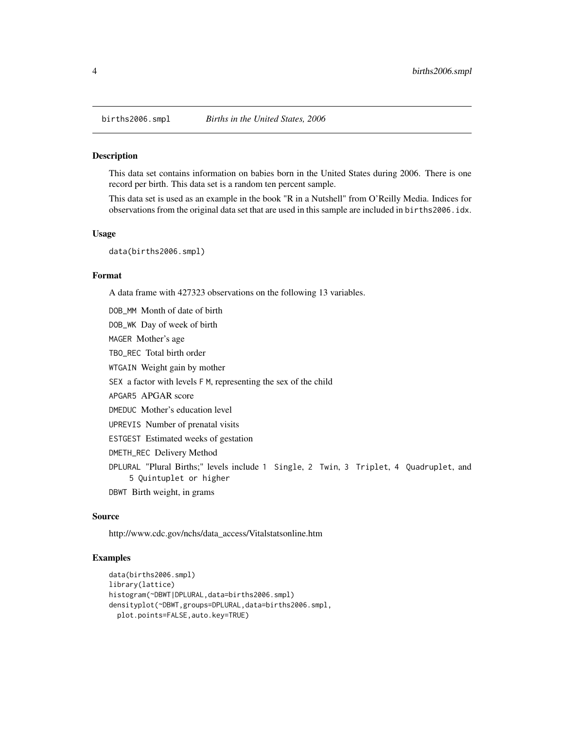births2006.smpl *Births in the United States, 2006*

## Description

This data set contains information on babies born in the United States during 2006. There is one record per birth. This data set is a random ten percent sample.

This data set is used as an example in the book "R in a Nutshell" from O'Reilly Media. Indices for observations from the original data set that are used in this sample are included in `births2006.idx`.

## Usage

```
data(births2006.smpl)
```

## Format

A data frame with 427323 observations on the following 13 variables.

- `DOB_MM` Month of date of birth
- `DOB_WK` Day of week of birth
- `MAGER` Mother's age
- `TBO_REC` Total birth order
- `WTGAIN` Weight gain by mother
- `SEX` a factor with levels `F` `M`, representing the sex of the child
- `APGAR5` APGAR score
- `DMEDUC` Mother's education level
- `UPREVIS` Number of prenatal visits
- `ESTGEST` Estimated weeks of gestation
- `DMETH_REC` Delivery Method
- `DPLURAL` "Plural Births;" levels include `1 Single`, `2 Twin`, `3 Triplet`, `4 Quadruplet`, and `5 Quintuplet or higher`
- `DBWT` Birth weight, in grams

## Source

http://www.cdc.gov/nchs/data_access/Vitalstatsonline.htm

## Examples

```
data(births2006.smpl)
library(lattice)
histogram(~DBWT|DPLURAL,data=births2006.smpl)
densityplot(~DBWT,groups=DPLURAL,data=births2006.smpl,
  plot.points=FALSE,auto.key=TRUE)
```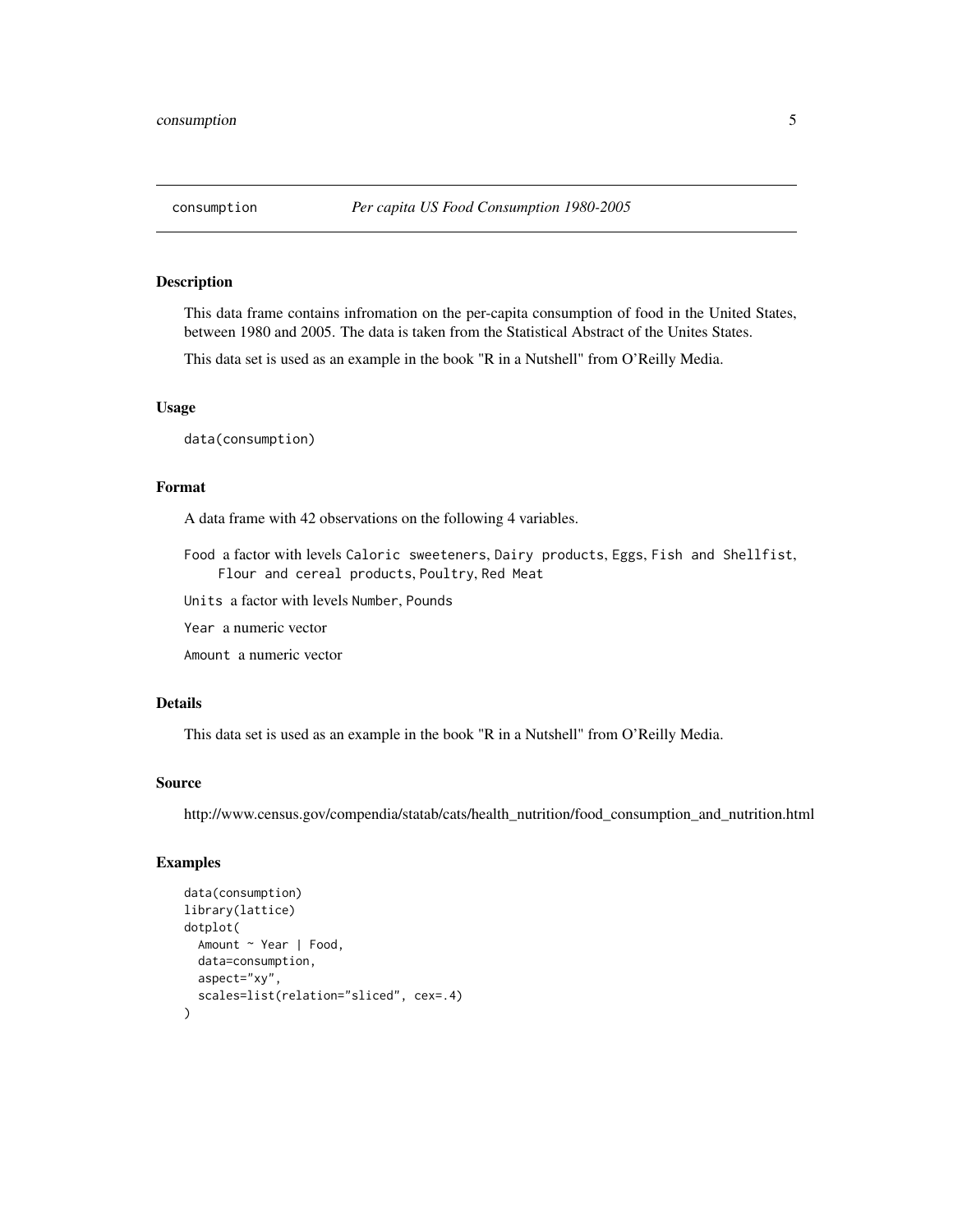consumption *Per capita US Food Consumption 1980-2005*

## Description

This data frame contains infromation on the per-capita consumption of food in the United States, between 1980 and 2005. The data is taken from the Statistical Abstract of the Unites States.

This data set is used as an example in the book "R in a Nutshell" from O'Reilly Media.

## Usage

```
data(consumption)
```

## Format

A data frame with 42 observations on the following 4 variables.

`Food` a factor with levels `Caloric sweeteners`, `Dairy products`, `Eggs`, `Fish and Shellfist`, `Flour and cereal products`, `Poultry`, `Red Meat`

`Units` a factor with levels `Number`, `Pounds`

`Year` a numeric vector

`Amount` a numeric vector

## Details

This data set is used as an example in the book "R in a Nutshell" from O'Reilly Media.

## Source

http://www.census.gov/compendia/statab/cats/health_nutrition/food_consumption_and_nutrition.html

## Examples

```
data(consumption)
library(lattice)
dotplot(
  Amount ~ Year | Food,
  data=consumption,
  aspect="xy",
  scales=list(relation="sliced", cex=.4)
)
```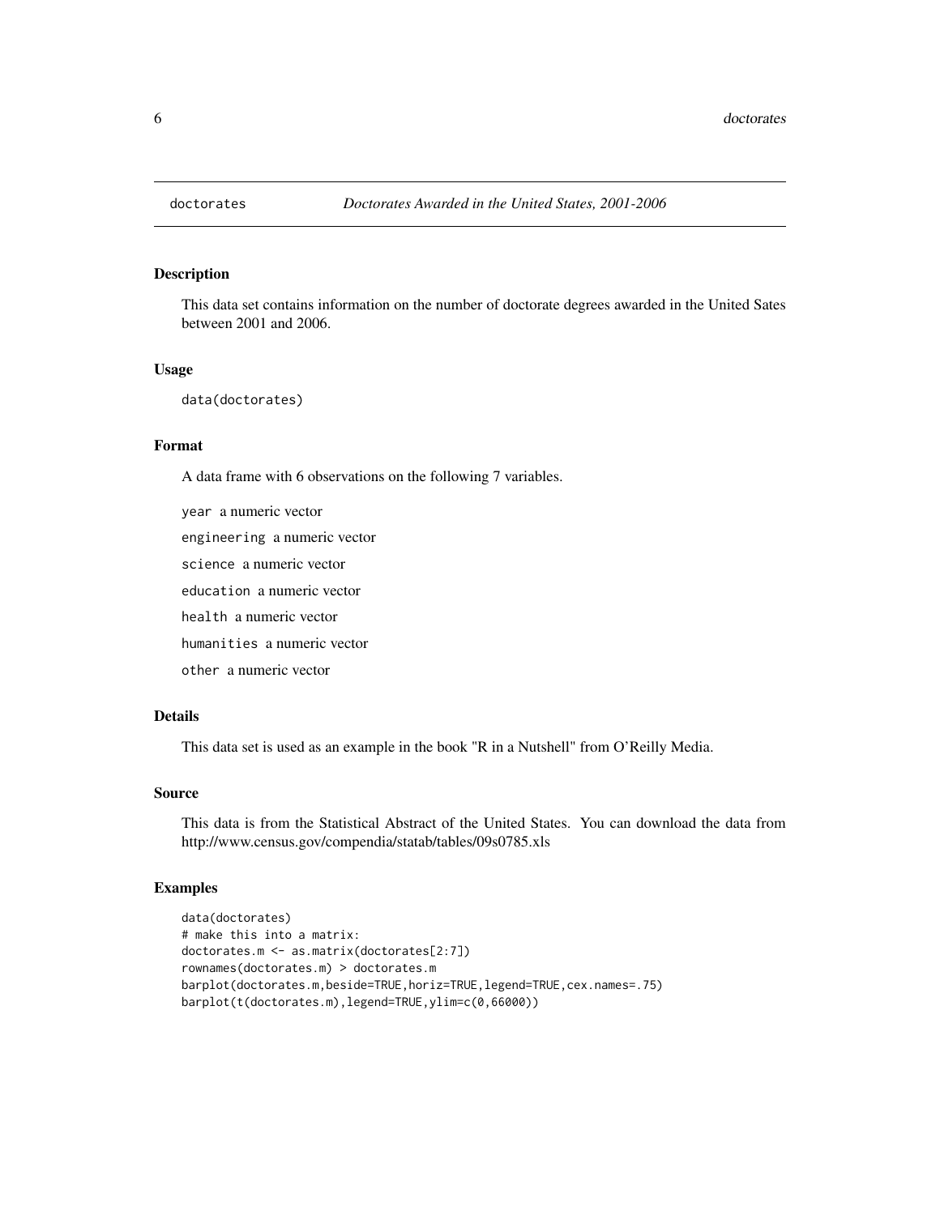# doctorates *Doctorates Awarded in the United States, 2001-2006*

## Description

This data set contains information on the number of doctorate degrees awarded in the United Sates between 2001 and 2006.

## Usage

```
data(doctorates)
```

## Format

A data frame with 6 observations on the following 7 variables.

`year` a numeric vector

`engineering` a numeric vector

`science` a numeric vector

`education` a numeric vector

`health` a numeric vector

`humanities` a numeric vector

`other` a numeric vector

## Details

This data set is used as an example in the book "R in a Nutshell" from O'Reilly Media.

## Source

This data is from the Statistical Abstract of the United States. You can download the data from http://www.census.gov/compendia/statab/tables/09s0785.xls

## Examples

```
data(doctorates)
# make this into a matrix:
doctorates.m <- as.matrix(doctorates[2:7])
rownames(doctorates.m) > doctorates.m
barplot(doctorates.m,beside=TRUE,horiz=TRUE,legend=TRUE,cex.names=.75)
barplot(t(doctorates.m),legend=TRUE,ylim=c(0,66000))
```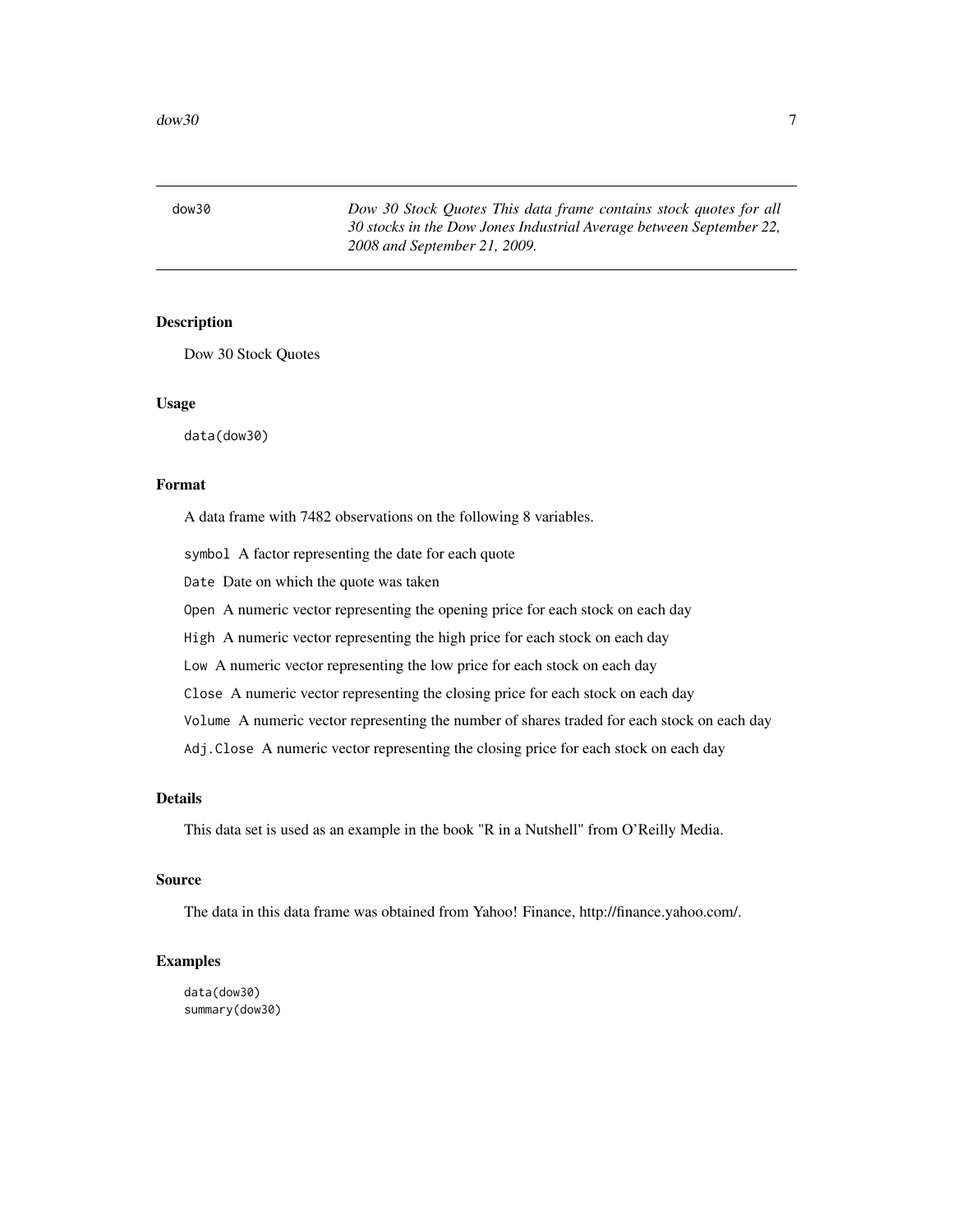dow30 *Dow 30 Stock Quotes This data frame contains stock quotes for all 30 stocks in the Dow Jones Industrial Average between September 22, 2008 and September 21, 2009.*

## Description

Dow 30 Stock Quotes

## Usage

```
data(dow30)
```

## Format

A data frame with 7482 observations on the following 8 variables.

`symbol` A factor representing the date for each quote

`Date` Date on which the quote was taken

`Open` A numeric vector representing the opening price for each stock on each day

`High` A numeric vector representing the high price for each stock on each day

`Low` A numeric vector representing the low price for each stock on each day

`Close` A numeric vector representing the closing price for each stock on each day

`Volume` A numeric vector representing the number of shares traded for each stock on each day

`Adj.Close` A numeric vector representing the closing price for each stock on each day

## Details

This data set is used as an example in the book "R in a Nutshell" from O'Reilly Media.

## Source

The data in this data frame was obtained from Yahoo! Finance, http://finance.yahoo.com/.

## Examples

```
data(dow30)
summary(dow30)
```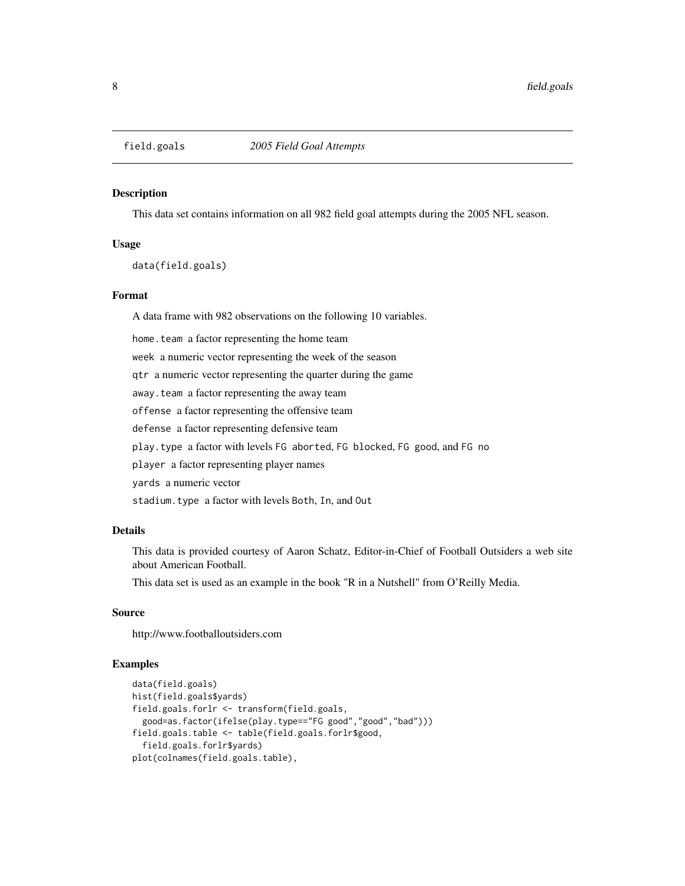# field.goals *2005 Field Goal Attempts*

## Description

This data set contains information on all 982 field goal attempts during the 2005 NFL season.

## Usage

```
data(field.goals)
```

## Format

A data frame with 982 observations on the following 10 variables.

- `home.team` a factor representing the home team
- `week` a numeric vector representing the week of the season
- `qtr` a numeric vector representing the quarter during the game
- `away.team` a factor representing the away team
- `offense` a factor representing the offensive team
- `defense` a factor representing defensive team
- `play.type` a factor with levels `FG aborted`, `FG blocked`, `FG good`, and `FG no`
- `player` a factor representing player names
- `yards` a numeric vector
- `stadium.type` a factor with levels `Both`, `In`, and `Out`

## Details

This data is provided courtesy of Aaron Schatz, Editor-in-Chief of Football Outsiders a web site about American Football.

This data set is used as an example in the book "R in a Nutshell" from O'Reilly Media.

## Source

http://www.footballoutsiders.com

## Examples

```
data(field.goals)
hist(field.goals$yards)
field.goals.forlr <- transform(field.goals,
  good=as.factor(ifelse(play.type=="FG good","good","bad")))
field.goals.table <- table(field.goals.forlr$good,
  field.goals.forlr$yards)
plot(colnames(field.goals.table),
```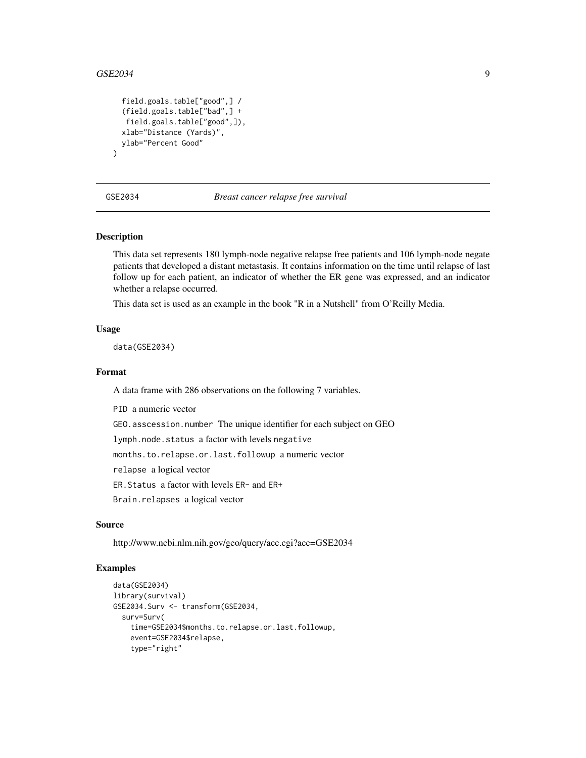```
  field.goals.table["good",] /
  (field.goals.table["bad",] +
   field.goals.table["good",]),
  xlab="Distance (Yards)",
  ylab="Percent Good"
)
```

---

## GSE2034 — *Breast cancer relapse free survival*

### Description

This data set represents 180 lymph-node negative relapse free patients and 106 lymph-node negate patients that developed a distant metastasis. It contains information on the time until relapse of last follow up for each patient, an indicator of whether the ER gene was expressed, and an indicator whether a relapse occurred.

This data set is used as an example in the book "R in a Nutshell" from O'Reilly Media.

### Usage

```
data(GSE2034)
```

### Format

A data frame with 286 observations on the following 7 variables.

`PID` a numeric vector

`GEO.asscession.number` The unique identifier for each subject on GEO

`lymph.node.status` a factor with levels `negative`

`months.to.relapse.or.last.followup` a numeric vector

`relapse` a logical vector

`ER.Status` a factor with levels `ER-` and `ER+`

`Brain.relapses` a logical vector

### Source

http://www.ncbi.nlm.nih.gov/geo/query/acc.cgi?acc=GSE2034

### Examples

```
data(GSE2034)
library(survival)
GSE2034.Surv <- transform(GSE2034,
  surv=Surv(
    time=GSE2034$months.to.relapse.or.last.followup,
    event=GSE2034$relapse,
    type="right"
```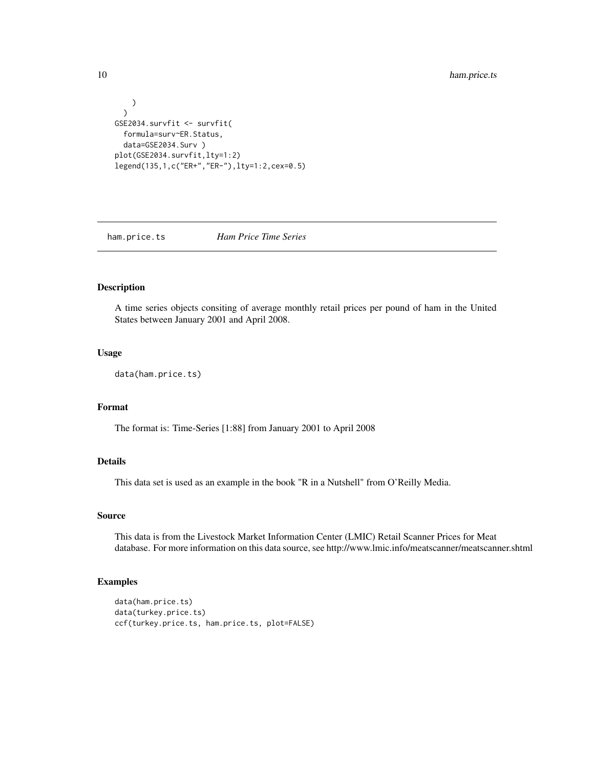```
    )
  )
GSE2034.survfit <- survfit(
  formula=surv~ER.Status,
  data=GSE2034.Surv )
plot(GSE2034.survfit,lty=1:2)
legend(135,1,c("ER+","ER-"),lty=1:2,cex=0.5)
```

## ham.price.ts *Ham Price Time Series*

### Description

A time series objects consiting of average monthly retail prices per pound of ham in the United States between January 2001 and April 2008.

### Usage

```
data(ham.price.ts)
```

### Format

The format is: Time-Series [1:88] from January 2001 to April 2008

### Details

This data set is used as an example in the book "R in a Nutshell" from O'Reilly Media.

### Source

This data is from the Livestock Market Information Center (LMIC) Retail Scanner Prices for Meat database. For more information on this data source, see http://www.lmic.info/meatscanner/meatscanner.shtml

### Examples

```
data(ham.price.ts)
data(turkey.price.ts)
ccf(turkey.price.ts, ham.price.ts, plot=FALSE)
```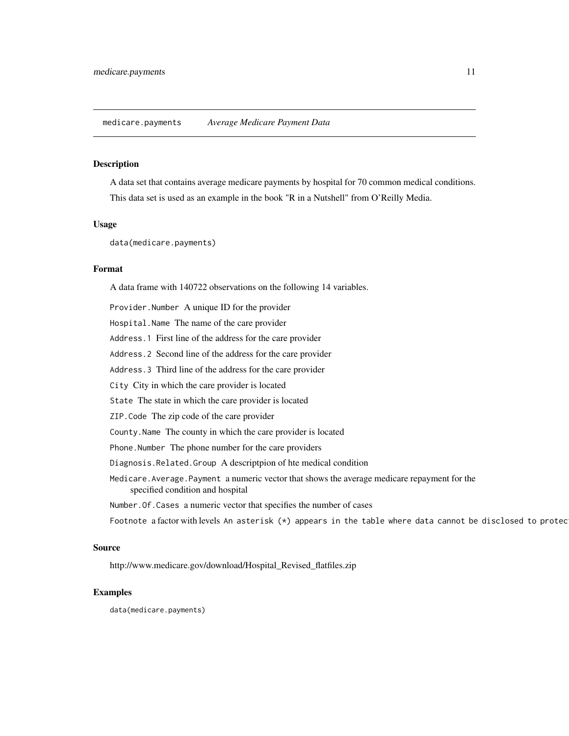medicare.payments *Average Medicare Payment Data*

## Description

A data set that contains average medicare payments by hospital for 70 common medical conditions.

This data set is used as an example in the book "R in a Nutshell" from O'Reilly Media.

## Usage

```
data(medicare.payments)
```

## Format

A data frame with 140722 observations on the following 14 variables.

`Provider.Number` A unique ID for the provider

`Hospital.Name` The name of the care provider

`Address.1` First line of the address for the care provider

`Address.2` Second line of the address for the care provider

`Address.3` Third line of the address for the care provider

`City` City in which the care provider is located

`State` The state in which the care provider is located

`ZIP.Code` The zip code of the care provider

`County.Name` The county in which the care provider is located

`Phone.Number` The phone number for the care providers

`Diagnosis.Related.Group` A descriptpion of hte medical condition

`Medicare.Average.Payment` a numeric vector that shows the average medicare repayment for the specified condition and hospital

`Number.Of.Cases` a numeric vector that specifies the number of cases

`Footnote` a factor with levels `An asterisk (*) appears in the table where data cannot be disclosed to protec`

## Source

http://www.medicare.gov/download/Hospital_Revised_flatfiles.zip

## Examples

```
data(medicare.payments)
```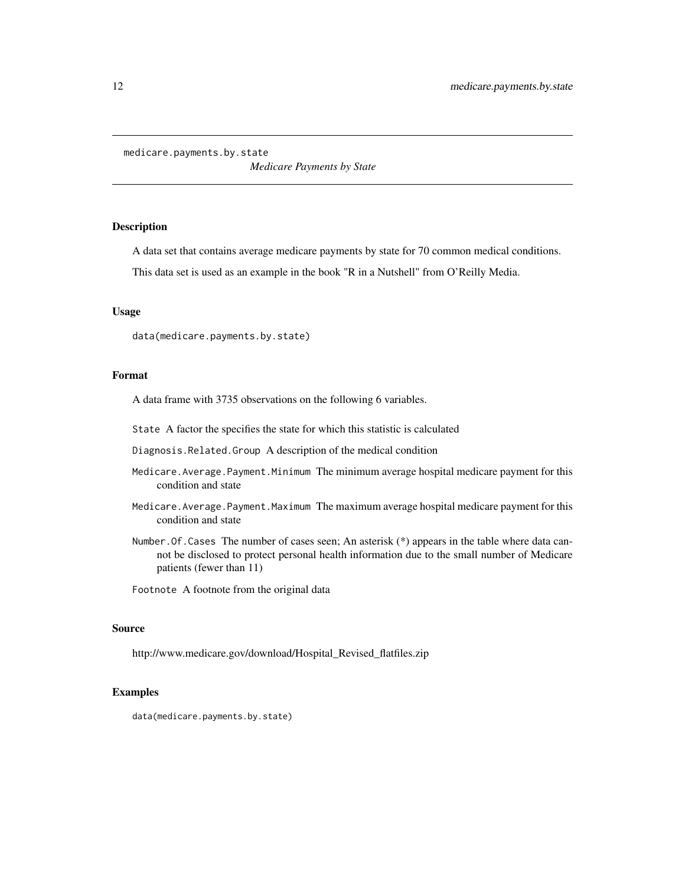`medicare.payments.by.state` *Medicare Payments by State*

## Description

A data set that contains average medicare payments by state for 70 common medical conditions.

This data set is used as an example in the book "R in a Nutshell" from O'Reilly Media.

## Usage

```
data(medicare.payments.by.state)
```

## Format

A data frame with 3735 observations on the following 6 variables.

- `State` A factor the specifies the state for which this statistic is calculated
- `Diagnosis.Related.Group` A description of the medical condition
- `Medicare.Average.Payment.Minimum` The minimum average hospital medicare payment for this condition and state
- `Medicare.Average.Payment.Maximum` The maximum average hospital medicare payment for this condition and state
- `Number.Of.Cases` The number of cases seen; An asterisk (*) appears in the table where data cannot be disclosed to protect personal health information due to the small number of Medicare patients (fewer than 11)
- `Footnote` A footnote from the original data

## Source

http://www.medicare.gov/download/Hospital_Revised_flatfiles.zip

## Examples

```
data(medicare.payments.by.state)
```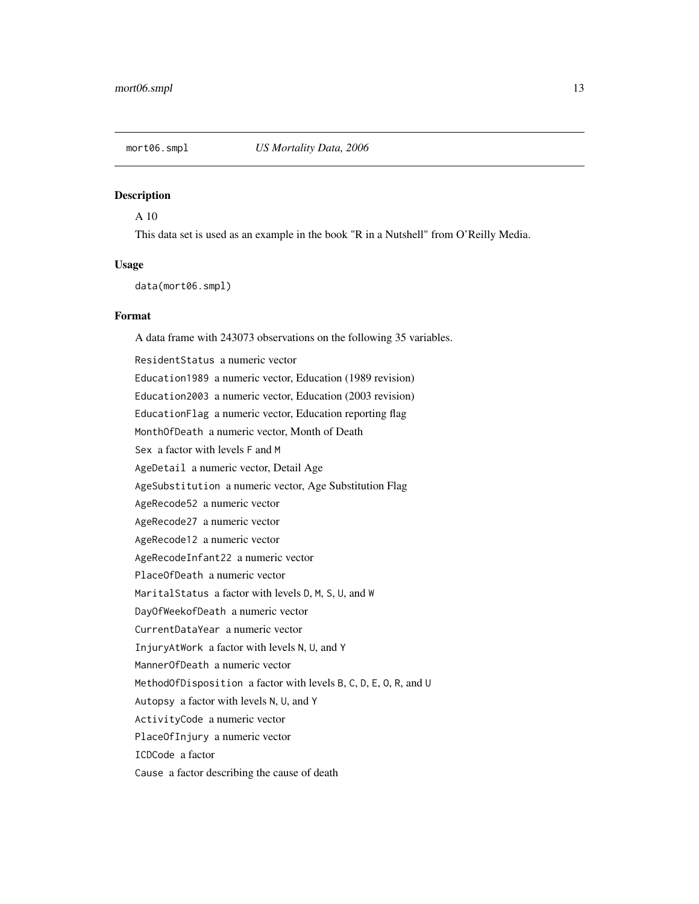mort06.smpl *US Mortality Data, 2006*

## Description

A 10

This data set is used as an example in the book "R in a Nutshell" from O'Reilly Media.

## Usage

```
data(mort06.smpl)
```

## Format

A data frame with 243073 observations on the following 35 variables.

`ResidentStatus` a numeric vector

`Education1989` a numeric vector, Education (1989 revision)

`Education2003` a numeric vector, Education (2003 revision)

`EducationFlag` a numeric vector, Education reporting flag

`MonthOfDeath` a numeric vector, Month of Death

`Sex` a factor with levels `F` and `M`

`AgeDetail` a numeric vector, Detail Age

`AgeSubstitution` a numeric vector, Age Substitution Flag

`AgeRecode52` a numeric vector

`AgeRecode27` a numeric vector

`AgeRecode12` a numeric vector

`AgeRecodeInfant22` a numeric vector

`PlaceOfDeath` a numeric vector

`MaritalStatus` a factor with levels `D`, `M`, `S`, `U`, and `W`

`DayOfWeekofDeath` a numeric vector

`CurrentDataYear` a numeric vector

`InjuryAtWork` a factor with levels `N`, `U`, and `Y`

`MannerOfDeath` a numeric vector

`MethodOfDisposition` a factor with levels `B`, `C`, `D`, `E`, `O`, `R`, and `U`

`Autopsy` a factor with levels `N`, `U`, and `Y`

`ActivityCode` a numeric vector

`PlaceOfInjury` a numeric vector

`ICDCode` a factor

`Cause` a factor describing the cause of death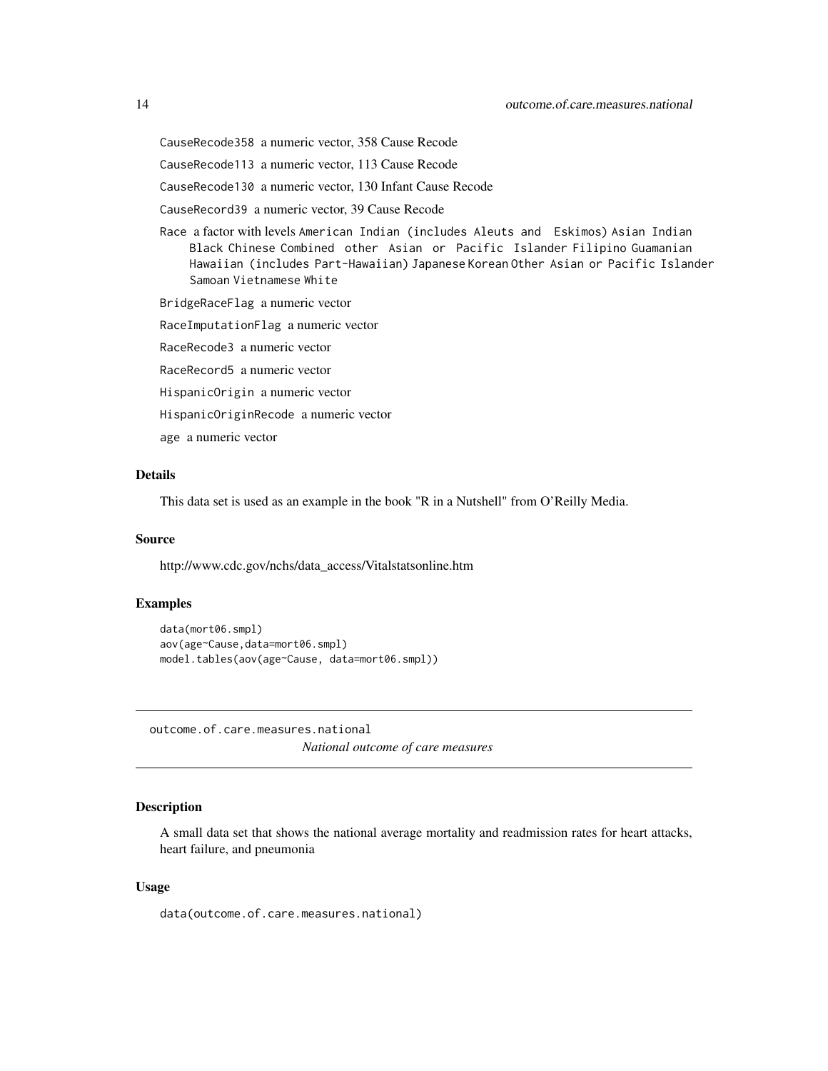`CauseRecode358` a numeric vector, 358 Cause Recode

`CauseRecode113` a numeric vector, 113 Cause Recode

`CauseRecode130` a numeric vector, 130 Infant Cause Recode

`CauseRecord39` a numeric vector, 39 Cause Recode

`Race` a factor with levels `American Indian (includes Aleuts and  Eskimos)` `Asian Indian` `Black` `Chinese` `Combined  other  Asian  or  Pacific  Islander` `Filipino` `Guamanian` `Hawaiian (includes Part-Hawaiian)` `Japanese` `Korean` `Other Asian or Pacific Islander` `Samoan` `Vietnamese` `White`

`BridgeRaceFlag` a numeric vector

`RaceImputationFlag` a numeric vector

`RaceRecode3` a numeric vector

`RaceRecord5` a numeric vector

`HispanicOrigin` a numeric vector

`HispanicOriginRecode` a numeric vector

`age` a numeric vector

### Details

This data set is used as an example in the book "R in a Nutshell" from O'Reilly Media.

### Source

http://www.cdc.gov/nchs/data_access/Vitalstatsonline.htm

### Examples

```
data(mort06.smpl)
aov(age~Cause,data=mort06.smpl)
model.tables(aov(age~Cause, data=mort06.smpl))
```

---

## outcome.of.care.measures.national *National outcome of care measures*

---

### Description

A small data set that shows the national average mortality and readmission rates for heart attacks, heart failure, and pneumonia

### Usage

```
data(outcome.of.care.measures.national)
```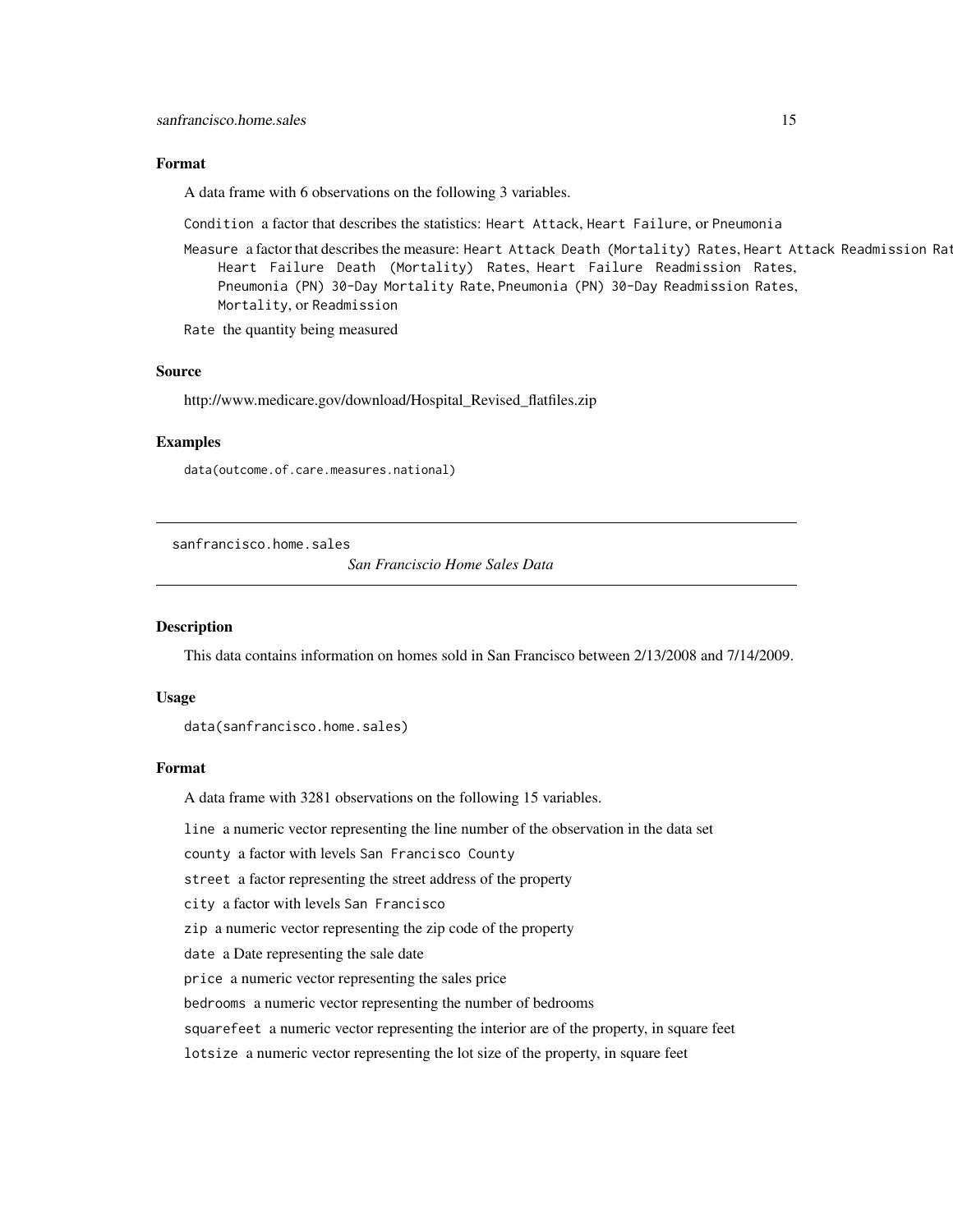## Format

A data frame with 6 observations on the following 3 variables.

`Condition` a factor that describes the statistics: `Heart Attack`, `Heart Failure`, or `Pneumonia`

`Measure` a factor that describes the measure: `Heart Attack Death (Mortality) Rates`, `Heart Attack Readmission Rat` `Heart Failure Death (Mortality) Rates`, `Heart Failure Readmission Rates`, `Pneumonia (PN) 30-Day Mortality Rate`, `Pneumonia (PN) 30-Day Readmission Rates`, `Mortality`, or `Readmission`

`Rate` the quantity being measured

## Source

http://www.medicare.gov/download/Hospital_Revised_flatfiles.zip

## Examples

```
data(outcome.of.care.measures.national)
```

---

`sanfrancisco.home.sales` *San Franciscio Home Sales Data*

---

## Description

This data contains information on homes sold in San Francisco between 2/13/2008 and 7/14/2009.

## Usage

```
data(sanfrancisco.home.sales)
```

## Format

A data frame with 3281 observations on the following 15 variables.

`line` a numeric vector representing the line number of the observation in the data set

`county` a factor with levels `San Francisco County`

`street` a factor representing the street address of the property

`city` a factor with levels `San Francisco`

`zip` a numeric vector representing the zip code of the property

`date` a Date representing the sale date

`price` a numeric vector representing the sales price

`bedrooms` a numeric vector representing the number of bedrooms

`squarefeet` a numeric vector representing the interior are of the property, in square feet

`lotsize` a numeric vector representing the lot size of the property, in square feet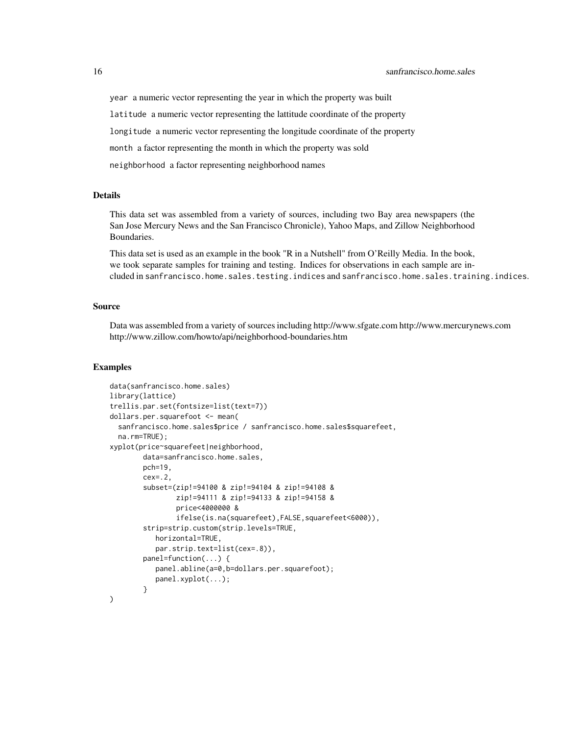year a numeric vector representing the year in which the property was built

latitude a numeric vector representing the lattitude coordinate of the property

longitude a numeric vector representing the longitude coordinate of the property

month a factor representing the month in which the property was sold

neighborhood a factor representing neighborhood names

## Details

This data set was assembled from a variety of sources, including two Bay area newspapers (the San Jose Mercury News and the San Francisco Chronicle), Yahoo Maps, and Zillow Neighborhood Boundaries.

This data set is used as an example in the book "R in a Nutshell" from O'Reilly Media. In the book, we took separate samples for training and testing. Indices for observations in each sample are included in sanfrancisco.home.sales.testing.indices and sanfrancisco.home.sales.training.indices.

## Source

Data was assembled from a variety of sources including http://www.sfgate.com http://www.mercurynews.com http://www.zillow.com/howto/api/neighborhood-boundaries.htm

## Examples

```
data(sanfrancisco.home.sales)
library(lattice)
trellis.par.set(fontsize=list(text=7))
dollars.per.squarefoot <- mean(
  sanfrancisco.home.sales$price / sanfrancisco.home.sales$squarefeet,
  na.rm=TRUE);
xyplot(price~squarefeet|neighborhood,
        data=sanfrancisco.home.sales,
        pch=19,
        cex=.2,
        subset=(zip!=94100 & zip!=94104 & zip!=94108 &
                zip!=94111 & zip!=94133 & zip!=94158 &
                price<4000000 &
                ifelse(is.na(squarefeet),FALSE,squarefeet<6000)),
        strip=strip.custom(strip.levels=TRUE,
           horizontal=TRUE,
           par.strip.text=list(cex=.8)),
        panel=function(...) {
           panel.abline(a=0,b=dollars.per.squarefoot);
           panel.xyplot(...);
        }
)
```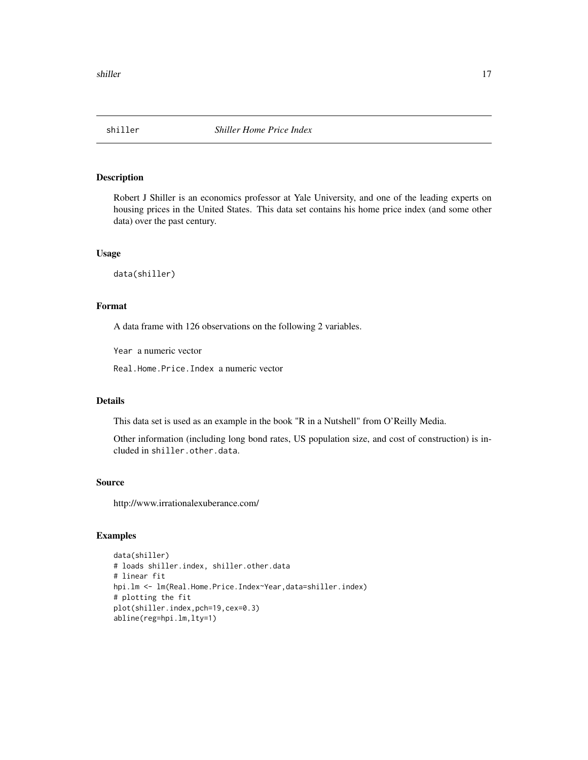# shiller — *Shiller Home Price Index*

## Description

Robert J Shiller is an economics professor at Yale University, and one of the leading experts on housing prices in the United States. This data set contains his home price index (and some other data) over the past century.

## Usage

```
data(shiller)
```

## Format

A data frame with 126 observations on the following 2 variables.

`Year` a numeric vector

`Real.Home.Price.Index` a numeric vector

## Details

This data set is used as an example in the book "R in a Nutshell" from O'Reilly Media.

Other information (including long bond rates, US population size, and cost of construction) is included in `shiller.other.data`.

## Source

http://www.irrationalexuberance.com/

## Examples

```
data(shiller)
# loads shiller.index, shiller.other.data
# linear fit
hpi.lm <- lm(Real.Home.Price.Index~Year,data=shiller.index)
# plotting the fit
plot(shiller.index,pch=19,cex=0.3)
abline(reg=hpi.lm,lty=1)
```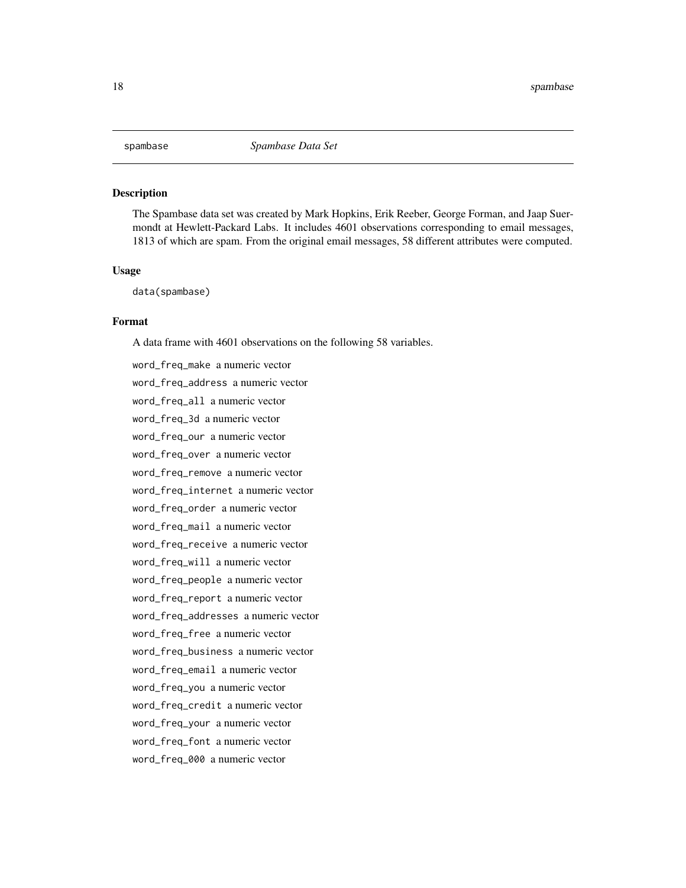`spambase` *Spambase Data Set*

## Description

The Spambase data set was created by Mark Hopkins, Erik Reeber, George Forman, and Jaap Suermondt at Hewlett-Packard Labs. It includes 4601 observations corresponding to email messages, 1813 of which are spam. From the original email messages, 58 different attributes were computed.

## Usage

```
data(spambase)
```

## Format

A data frame with 4601 observations on the following 58 variables.

`word_freq_make` a numeric vector

`word_freq_address` a numeric vector

`word_freq_all` a numeric vector

`word_freq_3d` a numeric vector

`word_freq_our` a numeric vector

`word_freq_over` a numeric vector

`word_freq_remove` a numeric vector

`word_freq_internet` a numeric vector

`word_freq_order` a numeric vector

`word_freq_mail` a numeric vector

`word_freq_receive` a numeric vector

`word_freq_will` a numeric vector

`word_freq_people` a numeric vector

`word_freq_report` a numeric vector

`word_freq_addresses` a numeric vector

`word_freq_free` a numeric vector

`word_freq_business` a numeric vector

`word_freq_email` a numeric vector

`word_freq_you` a numeric vector

`word_freq_credit` a numeric vector

`word_freq_your` a numeric vector

`word_freq_font` a numeric vector

`word_freq_000` a numeric vector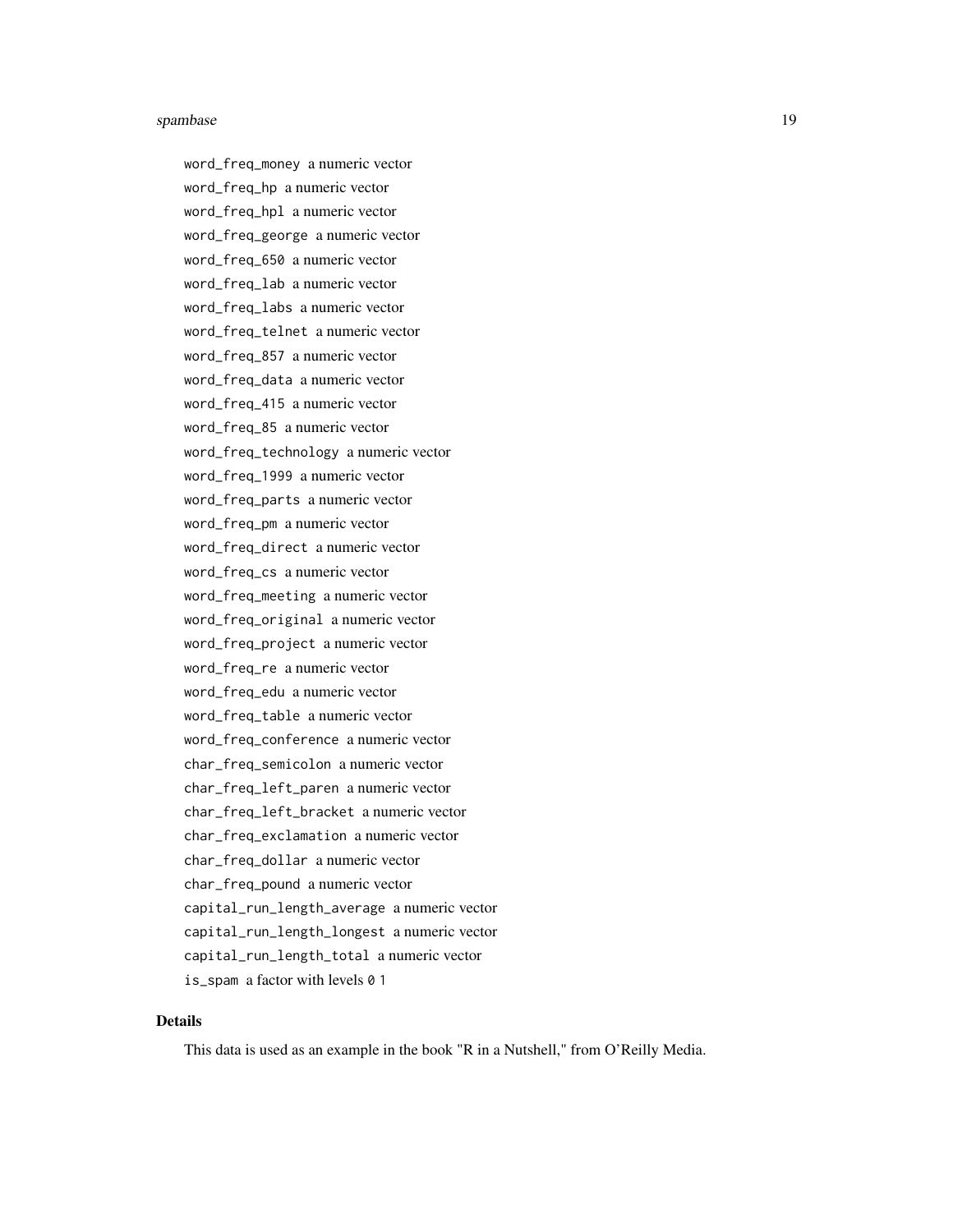word_freq_money a numeric vector

word_freq_hp a numeric vector

word_freq_hpl a numeric vector

word_freq_george a numeric vector

word_freq_650 a numeric vector

word_freq_lab a numeric vector

word_freq_labs a numeric vector

word_freq_telnet a numeric vector

word_freq_857 a numeric vector

word_freq_data a numeric vector

word_freq_415 a numeric vector

word_freq_85 a numeric vector

word_freq_technology a numeric vector

word_freq_1999 a numeric vector

word_freq_parts a numeric vector

word_freq_pm a numeric vector

word_freq_direct a numeric vector

word_freq_cs a numeric vector

word_freq_meeting a numeric vector

word_freq_original a numeric vector

word_freq_project a numeric vector

word_freq_re a numeric vector

word_freq_edu a numeric vector

word_freq_table a numeric vector

word_freq_conference a numeric vector

char_freq_semicolon a numeric vector

char_freq_left_paren a numeric vector

char_freq_left_bracket a numeric vector

char_freq_exclamation a numeric vector

char_freq_dollar a numeric vector

char_freq_pound a numeric vector

capital_run_length_average a numeric vector

capital_run_length_longest a numeric vector

capital_run_length_total a numeric vector

is_spam a factor with levels 0 1

## Details

This data is used as an example in the book "R in a Nutshell," from O'Reilly Media.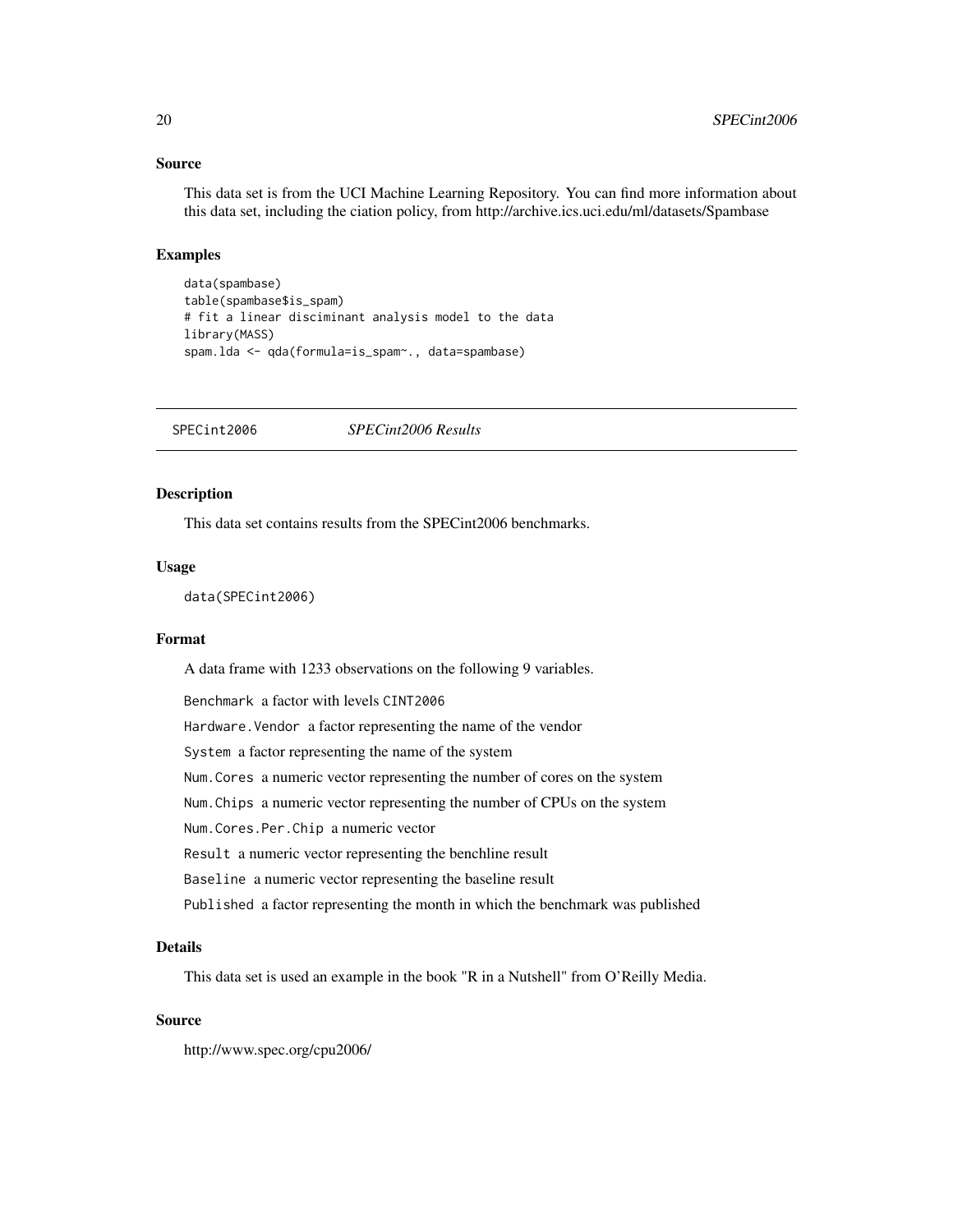### Source

This data set is from the UCI Machine Learning Repository. You can find more information about this data set, including the ciation policy, from http://archive.ics.uci.edu/ml/datasets/Spambase

### Examples

```
data(spambase)
table(spambase$is_spam)
# fit a linear disciminant analysis model to the data
library(MASS)
spam.lda <- qda(formula=is_spam~., data=spambase)
```

---

## SPECint2006 *SPECint2006 Results*

---

### Description

This data set contains results from the SPECint2006 benchmarks.

### Usage

```
data(SPECint2006)
```

### Format

A data frame with 1233 observations on the following 9 variables.

`Benchmark` a factor with levels `CINT2006`

`Hardware.Vendor` a factor representing the name of the vendor

`System` a factor representing the name of the system

`Num.Cores` a numeric vector representing the number of cores on the system

`Num.Chips` a numeric vector representing the number of CPUs on the system

`Num.Cores.Per.Chip` a numeric vector

`Result` a numeric vector representing the benchline result

`Baseline` a numeric vector representing the baseline result

`Published` a factor representing the month in which the benchmark was published

### Details

This data set is used an example in the book "R in a Nutshell" from O'Reilly Media.

### Source

http://www.spec.org/cpu2006/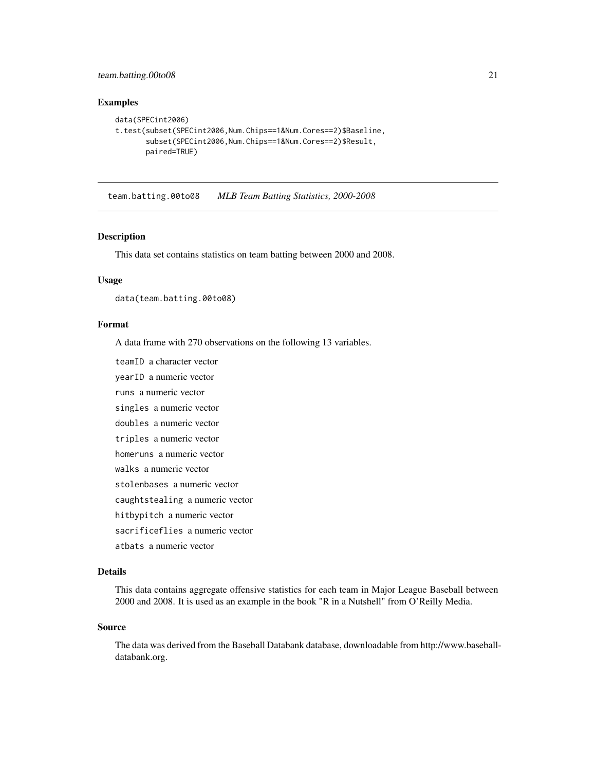### Examples

```
data(SPECint2006)
t.test(subset(SPECint2006,Num.Chips==1&Num.Cores==2)$Baseline,
       subset(SPECint2006,Num.Chips==1&Num.Cores==2)$Result,
       paired=TRUE)
```

---

## team.batting.00to08 *MLB Team Batting Statistics, 2000-2008*

### Description

This data set contains statistics on team batting between 2000 and 2008.

### Usage

```
data(team.batting.00to08)
```

### Format

A data frame with 270 observations on the following 13 variables.

- `teamID` a character vector
- `yearID` a numeric vector
- `runs` a numeric vector
- `singles` a numeric vector
- `doubles` a numeric vector
- `triples` a numeric vector
- `homeruns` a numeric vector
- `walks` a numeric vector
- `stolenbases` a numeric vector
- `caughtstealing` a numeric vector
- `hitbypitch` a numeric vector
- `sacrificeflies` a numeric vector
- `atbats` a numeric vector

### Details

This data contains aggregate offensive statistics for each team in Major League Baseball between 2000 and 2008. It is used as an example in the book "R in a Nutshell" from O'Reilly Media.

### Source

The data was derived from the Baseball Databank database, downloadable from http://www.baseball-databank.org.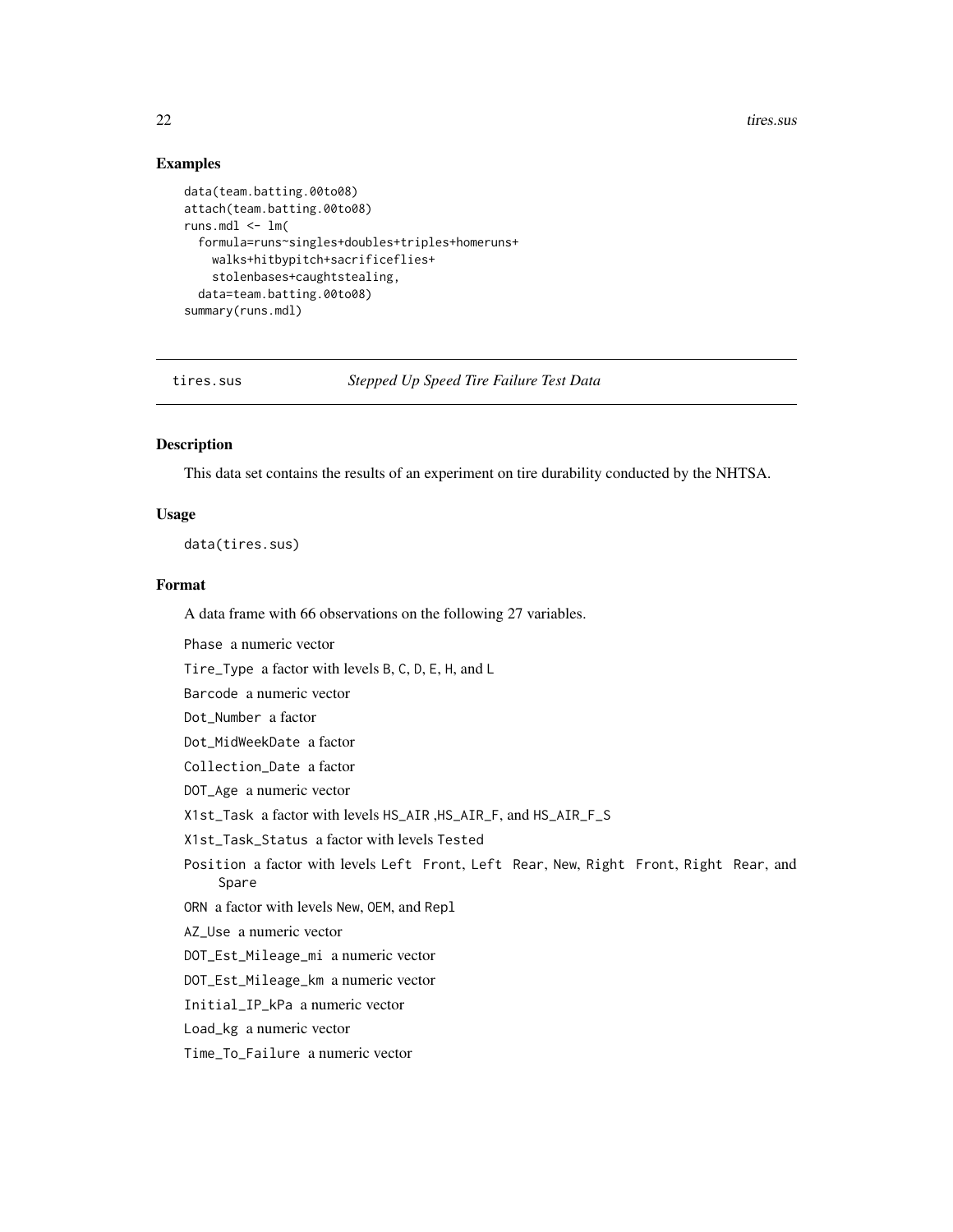### Examples

```
data(team.batting.00to08)
attach(team.batting.00to08)
runs.mdl <- lm(
  formula=runs~singles+doubles+triples+homeruns+
    walks+hitbypitch+sacrificeflies+
    stolenbases+caughtstealing,
  data=team.batting.00to08)
summary(runs.mdl)
```

---

## tires.sus — *Stepped Up Speed Tire Failure Test Data*

---

### Description

This data set contains the results of an experiment on tire durability conducted by the NHTSA.

### Usage

```
data(tires.sus)
```

### Format

A data frame with 66 observations on the following 27 variables.

- `Phase` a numeric vector
- `Tire_Type` a factor with levels `B`, `C`, `D`, `E`, `H`, and `L`
- `Barcode` a numeric vector
- `Dot_Number` a factor
- `Dot_MidWeekDate` a factor
- `Collection_Date` a factor
- `DOT_Age` a numeric vector
- `X1st_Task` a factor with levels `HS_AIR` ,`HS_AIR_F`, and `HS_AIR_F_S`
- `X1st_Task_Status` a factor with levels `Tested`
- `Position` a factor with levels `Left Front`, `Left Rear`, `New`, `Right Front`, `Right Rear`, and `Spare`
- `ORN` a factor with levels `New`, `OEM`, and `Repl`
- `AZ_Use` a numeric vector
- `DOT_Est_Mileage_mi` a numeric vector
- `DOT_Est_Mileage_km` a numeric vector
- `Initial_IP_kPa` a numeric vector
- `Load_kg` a numeric vector
- `Time_To_Failure` a numeric vector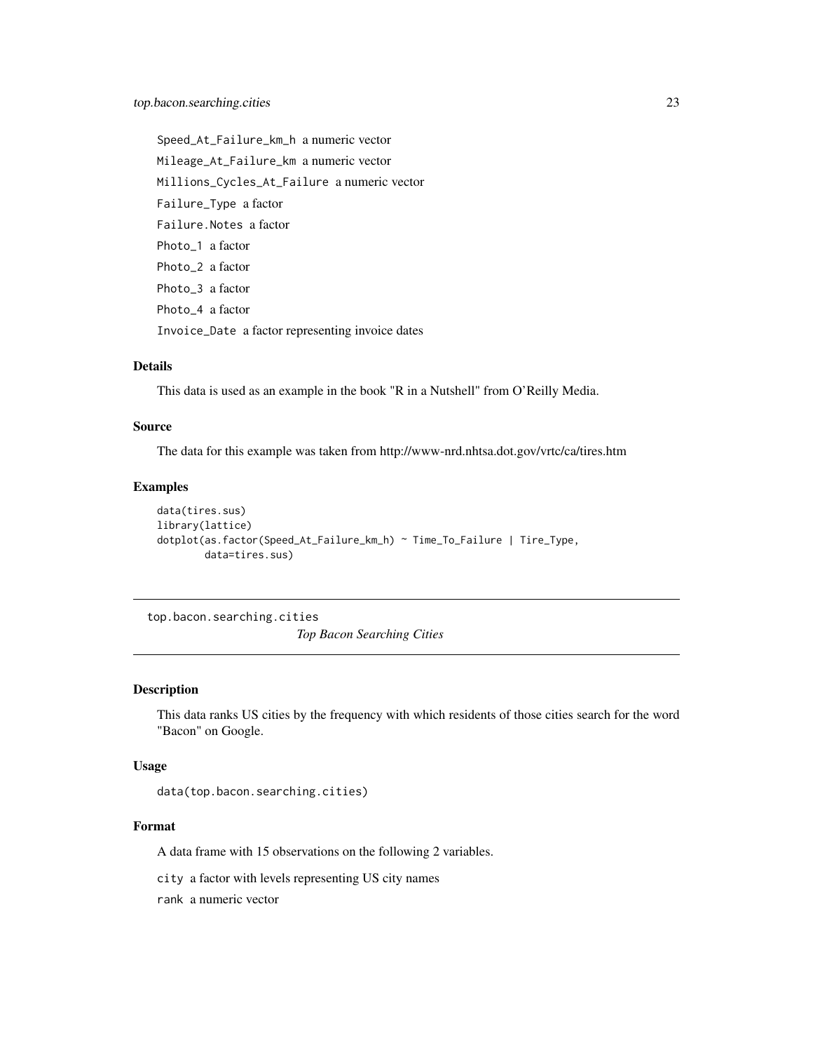`Speed_At_Failure_km_h` a numeric vector

`Mileage_At_Failure_km` a numeric vector

`Millions_Cycles_At_Failure` a numeric vector

`Failure_Type` a factor

`Failure.Notes` a factor

`Photo_1` a factor

`Photo_2` a factor

`Photo_3` a factor

`Photo_4` a factor

`Invoice_Date` a factor representing invoice dates

### Details

This data is used as an example in the book "R in a Nutshell" from O'Reilly Media.

### Source

The data for this example was taken from http://www-nrd.nhtsa.dot.gov/vrtc/ca/tires.htm

### Examples

```
data(tires.sus)
library(lattice)
dotplot(as.factor(Speed_At_Failure_km_h) ~ Time_To_Failure | Tire_Type,
        data=tires.sus)
```

---

## top.bacon.searching.cities *Top Bacon Searching Cities*

---

### Description

This data ranks US cities by the frequency with which residents of those cities search for the word "Bacon" on Google.

### Usage

```
data(top.bacon.searching.cities)
```

### Format

A data frame with 15 observations on the following 2 variables.

`city` a factor with levels representing US city names

`rank` a numeric vector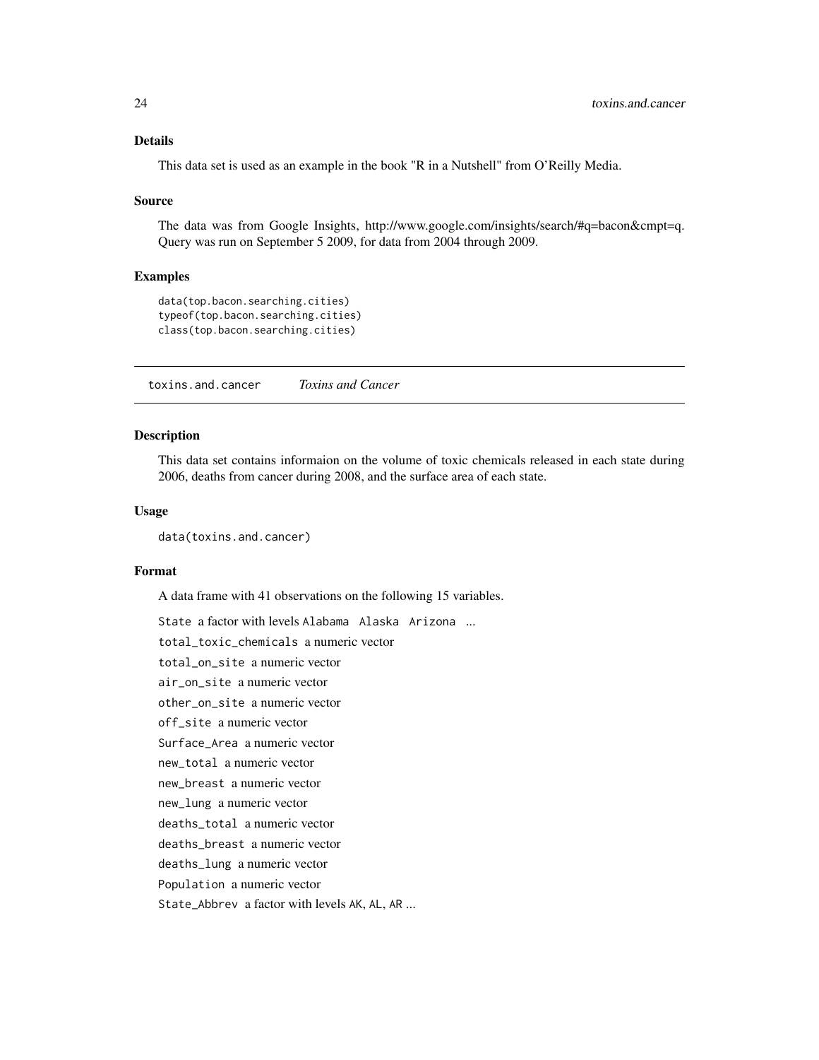## Details

This data set is used as an example in the book "R in a Nutshell" from O'Reilly Media.

## Source

The data was from Google Insights, http://www.google.com/insights/search/#q=bacon&cmpt=q. Query was run on September 5 2009, for data from 2004 through 2009.

## Examples

```
data(top.bacon.searching.cities)
typeof(top.bacon.searching.cities)
class(top.bacon.searching.cities)
```

---

# toxins.and.cancer *Toxins and Cancer*

## Description

This data set contains informaion on the volume of toxic chemicals released in each state during 2006, deaths from cancer during 2008, and the surface area of each state.

## Usage

```
data(toxins.and.cancer)
```

## Format

A data frame with 41 observations on the following 15 variables.

`State` a factor with levels `Alabama Alaska Arizona` ...

`total_toxic_chemicals` a numeric vector

`total_on_site` a numeric vector

`air_on_site` a numeric vector

`other_on_site` a numeric vector

`off_site` a numeric vector

`Surface_Area` a numeric vector

`new_total` a numeric vector

`new_breast` a numeric vector

`new_lung` a numeric vector

`deaths_total` a numeric vector

`deaths_breast` a numeric vector

`deaths_lung` a numeric vector

`Population` a numeric vector

`State_Abbrev` a factor with levels `AK`, `AL`, `AR` ...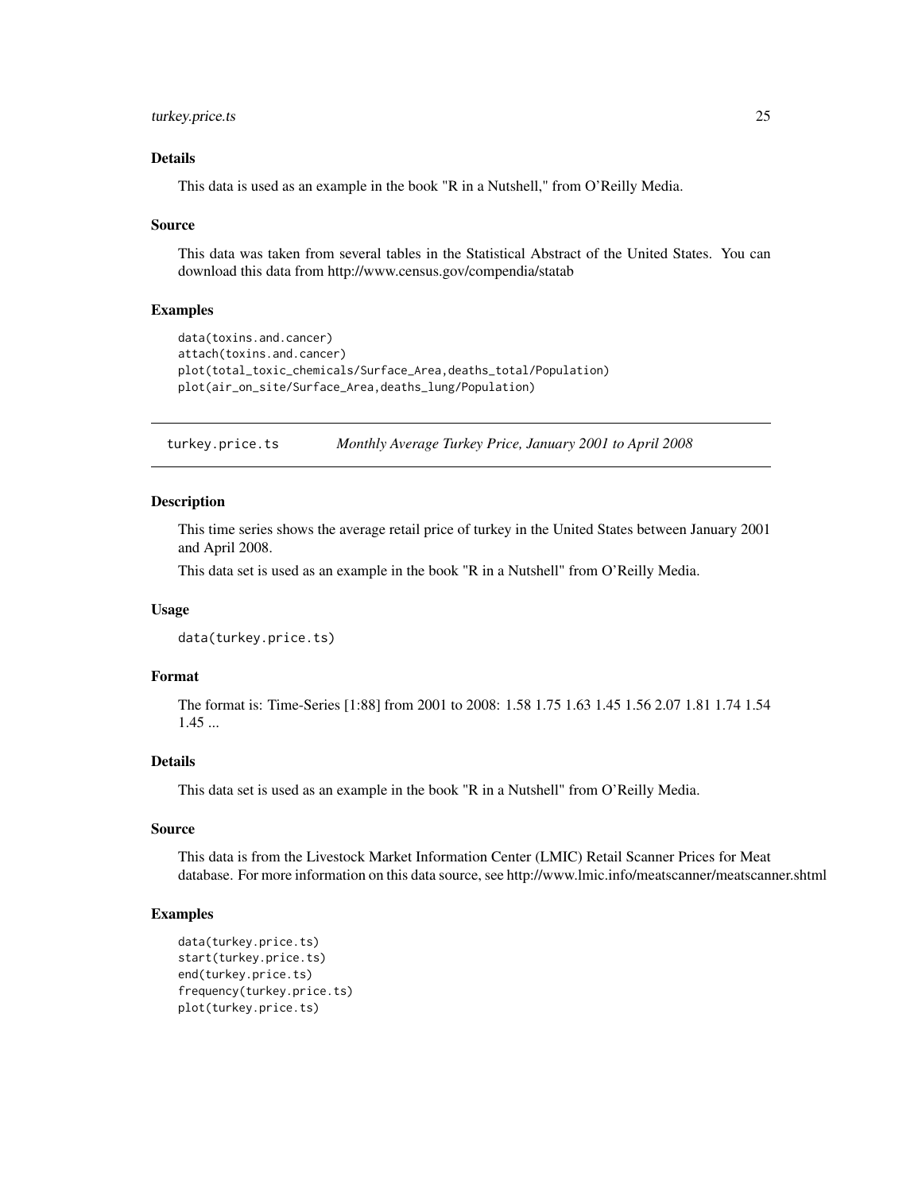### Details

This data is used as an example in the book "R in a Nutshell," from O'Reilly Media.

### Source

This data was taken from several tables in the Statistical Abstract of the United States. You can download this data from http://www.census.gov/compendia/statab

### Examples

```
data(toxins.and.cancer)
attach(toxins.and.cancer)
plot(total_toxic_chemicals/Surface_Area,deaths_total/Population)
plot(air_on_site/Surface_Area,deaths_lung/Population)
```

---

## turkey.price.ts — *Monthly Average Turkey Price, January 2001 to April 2008*

### Description

This time series shows the average retail price of turkey in the United States between January 2001 and April 2008.

This data set is used as an example in the book "R in a Nutshell" from O'Reilly Media.

### Usage

```
data(turkey.price.ts)
```

### Format

The format is: Time-Series [1:88] from 2001 to 2008: 1.58 1.75 1.63 1.45 1.56 2.07 1.81 1.74 1.54 1.45 ...

### Details

This data set is used as an example in the book "R in a Nutshell" from O'Reilly Media.

### Source

This data is from the Livestock Market Information Center (LMIC) Retail Scanner Prices for Meat database. For more information on this data source, see http://www.lmic.info/meatscanner/meatscanner.shtml

### Examples

```
data(turkey.price.ts)
start(turkey.price.ts)
end(turkey.price.ts)
frequency(turkey.price.ts)
plot(turkey.price.ts)
```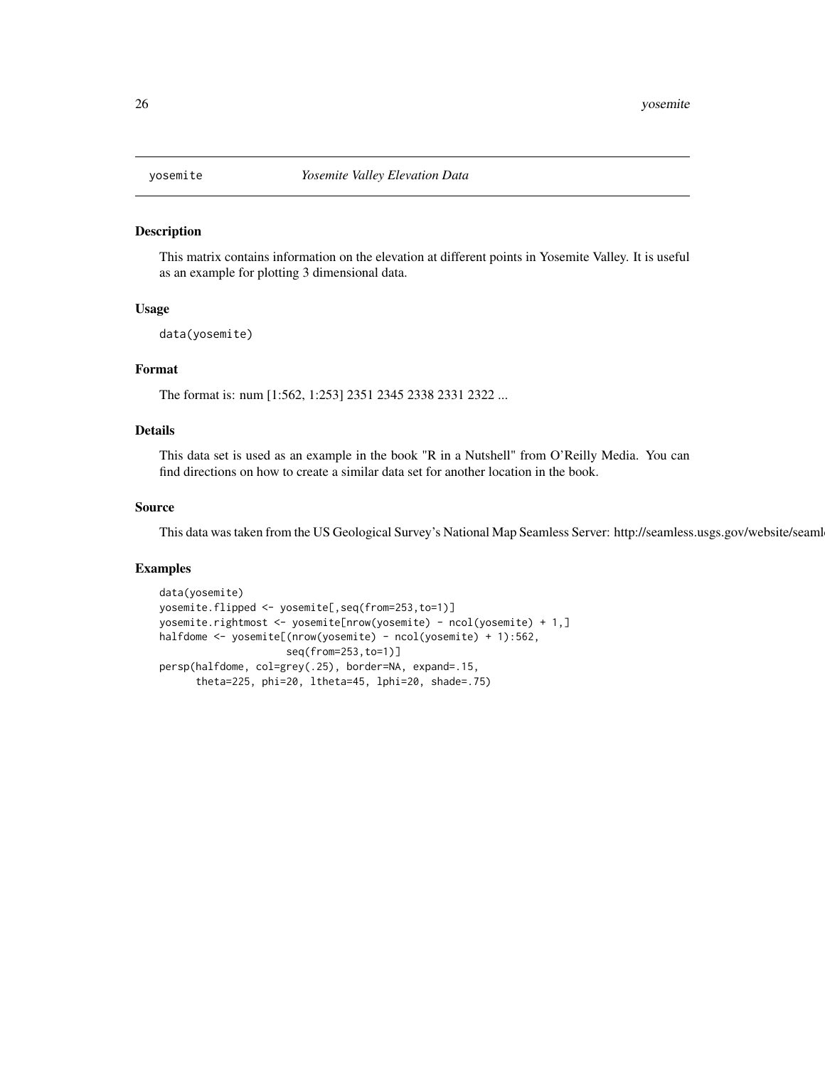yosemite *Yosemite Valley Elevation Data*

### Description

This matrix contains information on the elevation at different points in Yosemite Valley. It is useful as an example for plotting 3 dimensional data.

### Usage

```
data(yosemite)
```

### Format

The format is: num [1:562, 1:253] 2351 2345 2338 2331 2322 ...

### Details

This data set is used as an example in the book "R in a Nutshell" from O'Reilly Media. You can find directions on how to create a similar data set for another location in the book.

### Source

This data was taken from the US Geological Survey's National Map Seamless Server: http://seamless.usgs.gov/website/seaml

### Examples

```
data(yosemite)
yosemite.flipped <- yosemite[,seq(from=253,to=1)]
yosemite.rightmost <- yosemite[nrow(yosemite) - ncol(yosemite) + 1,]
halfdome <- yosemite[(nrow(yosemite) - ncol(yosemite) + 1):562,
                     seq(from=253,to=1)]
persp(halfdome, col=grey(.25), border=NA, expand=.15,
      theta=225, phi=20, ltheta=45, lphi=20, shade=.75)
```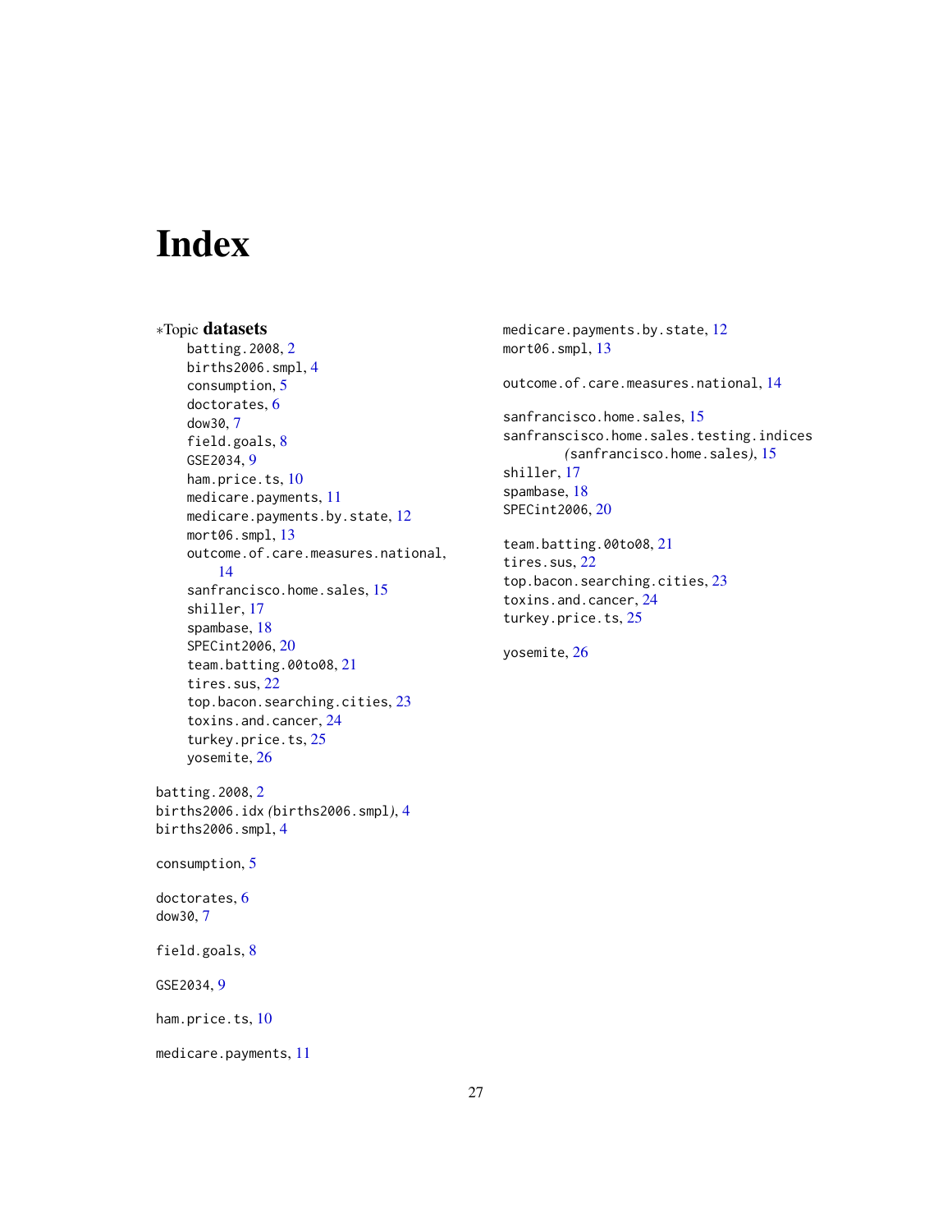# Index

∗Topic **datasets**

- batting.2008, 2
- births2006.smpl, 4
- consumption, 5
- doctorates, 6
- dow30, 7
- field.goals, 8
- GSE2034, 9
- ham.price.ts, 10
- medicare.payments, 11
- medicare.payments.by.state, 12
- mort06.smpl, 13
- outcome.of.care.measures.national, 14
- sanfrancisco.home.sales, 15
- shiller, 17
- spambase, 18
- SPECint2006, 20
- team.batting.00to08, 21
- tires.sus, 22
- top.bacon.searching.cities, 23
- toxins.and.cancer, 24
- turkey.price.ts, 25
- yosemite, 26

batting.2008, 2  
births2006.idx *(*births2006.smpl*)*, 4  
births2006.smpl, 4

consumption, 5

doctorates, 6  
dow30, 7

field.goals, 8

GSE2034, 9

ham.price.ts, 10

medicare.payments, 11  
medicare.payments.by.state, 12  
mort06.smpl, 13

outcome.of.care.measures.national, 14

sanfrancisco.home.sales, 15  
sanfranscisco.home.sales.testing.indices *(*sanfrancisco.home.sales*)*, 15  
shiller, 17  
spambase, 18  
SPECint2006, 20

team.batting.00to08, 21  
tires.sus, 22  
top.bacon.searching.cities, 23  
toxins.and.cancer, 24  
turkey.price.ts, 25

yosemite, 26